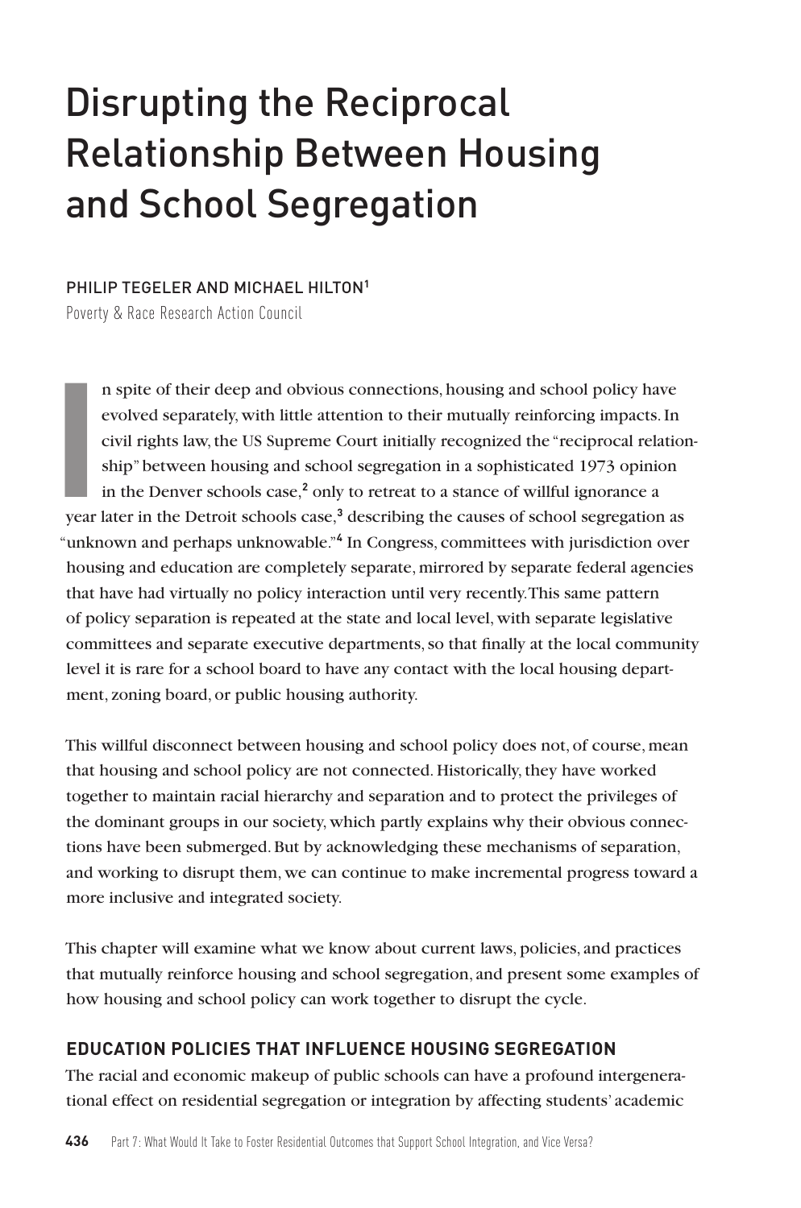# Disrupting the Reciprocal Relationship Between Housing and School Segregation

PHILIP TEGELER AND MICHAEL HILTON[1]

Poverty & Race Research Action Council

In spite of their deep and obvious connections, housing and school policy have evolved separately, with little attention to their mutually reinforcing impacts. In civil rights law, the US Supreme Court initially recognized the "reciprocal relationship" between housing and school segregation in a sophisticated 1973 opinion in the Denver schools case,[2] only to retreat to a stance of willful ignorance a year later in the Detroit schools case,[3] describing the causes of school segregation as "unknown and perhaps unknowable."[4] In Congress, committees with jurisdiction over housing and education are completely separate, mirrored by separate federal agencies that have had virtually no policy interaction until very recently. This same pattern of policy separation is repeated at the state and local level, with separate legislative committees and separate executive departments, so that finally at the local community level it is rare for a school board to have any contact with the local housing department, zoning board, or public housing authority.

This willful disconnect between housing and school policy does not, of course, mean that housing and school policy are not connected. Historically, they have worked together to maintain racial hierarchy and separation and to protect the privileges of the dominant groups in our society, which partly explains why their obvious connections have been submerged. But by acknowledging these mechanisms of separation, and working to disrupt them, we can continue to make incremental progress toward a more inclusive and integrated society.

This chapter will examine what we know about current laws, policies, and practices that mutually reinforce housing and school segregation, and present some examples of how housing and school policy can work together to disrupt the cycle.

## EDUCATION POLICIES THAT INFLUENCE HOUSING SEGREGATION

The racial and economic makeup of public schools can have a profound intergenerational effect on residential segregation or integration by affecting students' academic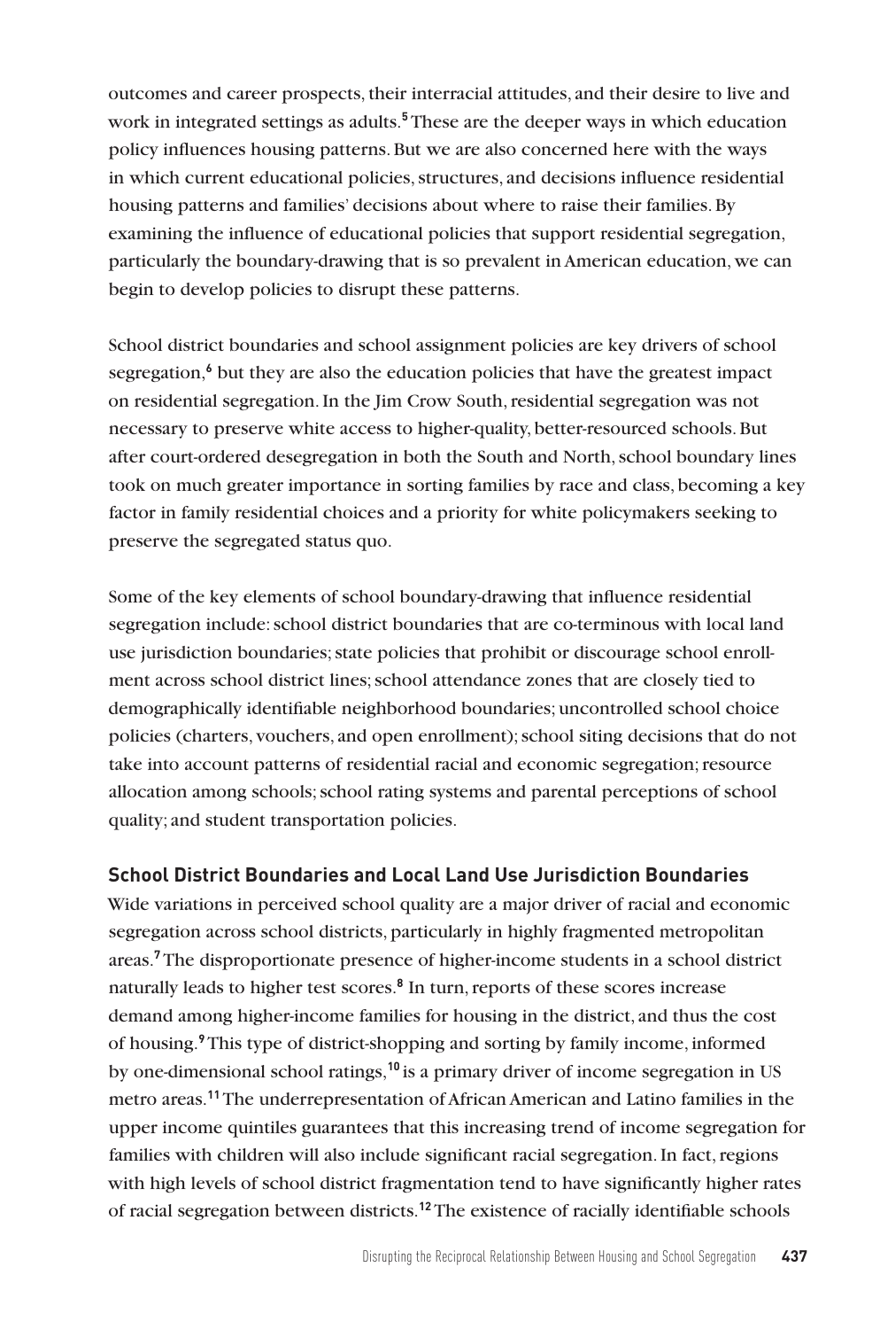outcomes and career prospects, their interracial attitudes, and their desire to live and work in integrated settings as adults.[5] These are the deeper ways in which education policy influences housing patterns. But we are also concerned here with the ways in which current educational policies, structures, and decisions influence residential housing patterns and families' decisions about where to raise their families. By examining the influence of educational policies that support residential segregation, particularly the boundary-drawing that is so prevalent in American education, we can begin to develop policies to disrupt these patterns.

School district boundaries and school assignment policies are key drivers of school segregation,[6] but they are also the education policies that have the greatest impact on residential segregation. In the Jim Crow South, residential segregation was not necessary to preserve white access to higher-quality, better-resourced schools. But after court-ordered desegregation in both the South and North, school boundary lines took on much greater importance in sorting families by race and class, becoming a key factor in family residential choices and a priority for white policymakers seeking to preserve the segregated status quo.

Some of the key elements of school boundary-drawing that influence residential segregation include: school district boundaries that are co-terminous with local land use jurisdiction boundaries; state policies that prohibit or discourage school enrollment across school district lines; school attendance zones that are closely tied to demographically identifiable neighborhood boundaries; uncontrolled school choice policies (charters, vouchers, and open enrollment); school siting decisions that do not take into account patterns of residential racial and economic segregation; resource allocation among schools; school rating systems and parental perceptions of school quality; and student transportation policies.

### School District Boundaries and Local Land Use Jurisdiction Boundaries

Wide variations in perceived school quality are a major driver of racial and economic segregation across school districts, particularly in highly fragmented metropolitan areas.[7] The disproportionate presence of higher-income students in a school district naturally leads to higher test scores.[8] In turn, reports of these scores increase demand among higher-income families for housing in the district, and thus the cost of housing.[9] This type of district-shopping and sorting by family income, informed by one-dimensional school ratings,[10] is a primary driver of income segregation in US metro areas.[11] The underrepresentation of African American and Latino families in the upper income quintiles guarantees that this increasing trend of income segregation for families with children will also include significant racial segregation. In fact, regions with high levels of school district fragmentation tend to have significantly higher rates of racial segregation between districts.[12] The existence of racially identifiable schools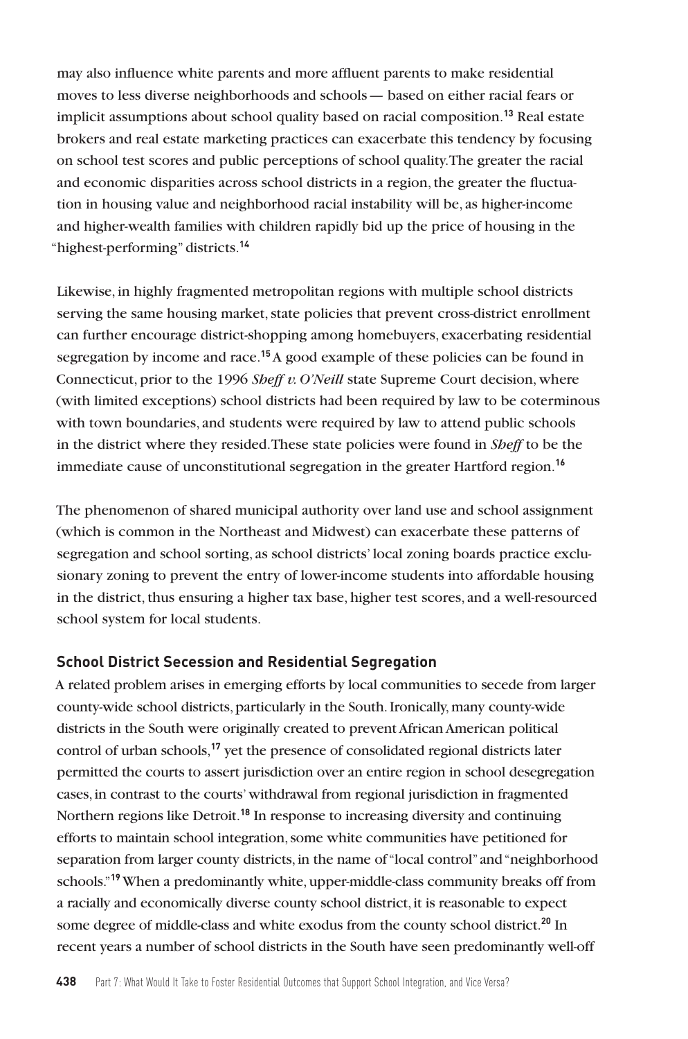may also influence white parents and more affluent parents to make residential moves to less diverse neighborhoods and schools— based on either racial fears or implicit assumptions about school quality based on racial composition.[13] Real estate brokers and real estate marketing practices can exacerbate this tendency by focusing on school test scores and public perceptions of school quality. The greater the racial and economic disparities across school districts in a region, the greater the fluctuation in housing value and neighborhood racial instability will be, as higher-income and higher-wealth families with children rapidly bid up the price of housing in the "highest-performing" districts.[14]

Likewise, in highly fragmented metropolitan regions with multiple school districts serving the same housing market, state policies that prevent cross-district enrollment can further encourage district-shopping among homebuyers, exacerbating residential segregation by income and race.[15] A good example of these policies can be found in Connecticut, prior to the 1996 *Sheff v. O'Neill* state Supreme Court decision, where (with limited exceptions) school districts had been required by law to be coterminous with town boundaries, and students were required by law to attend public schools in the district where they resided. These state policies were found in *Sheff* to be the immediate cause of unconstitutional segregation in the greater Hartford region.[16]

The phenomenon of shared municipal authority over land use and school assignment (which is common in the Northeast and Midwest) can exacerbate these patterns of segregation and school sorting, as school districts' local zoning boards practice exclusionary zoning to prevent the entry of lower-income students into affordable housing in the district, thus ensuring a higher tax base, higher test scores, and a well-resourced school system for local students.

### School District Secession and Residential Segregation

A related problem arises in emerging efforts by local communities to secede from larger county-wide school districts, particularly in the South. Ironically, many county-wide districts in the South were originally created to prevent African American political control of urban schools,[17] yet the presence of consolidated regional districts later permitted the courts to assert jurisdiction over an entire region in school desegregation cases, in contrast to the courts' withdrawal from regional jurisdiction in fragmented Northern regions like Detroit.[18] In response to increasing diversity and continuing efforts to maintain school integration, some white communities have petitioned for separation from larger county districts, in the name of "local control" and "neighborhood schools."[19] When a predominantly white, upper-middle-class community breaks off from a racially and economically diverse county school district, it is reasonable to expect some degree of middle-class and white exodus from the county school district.[20] In recent years a number of school districts in the South have seen predominantly well-off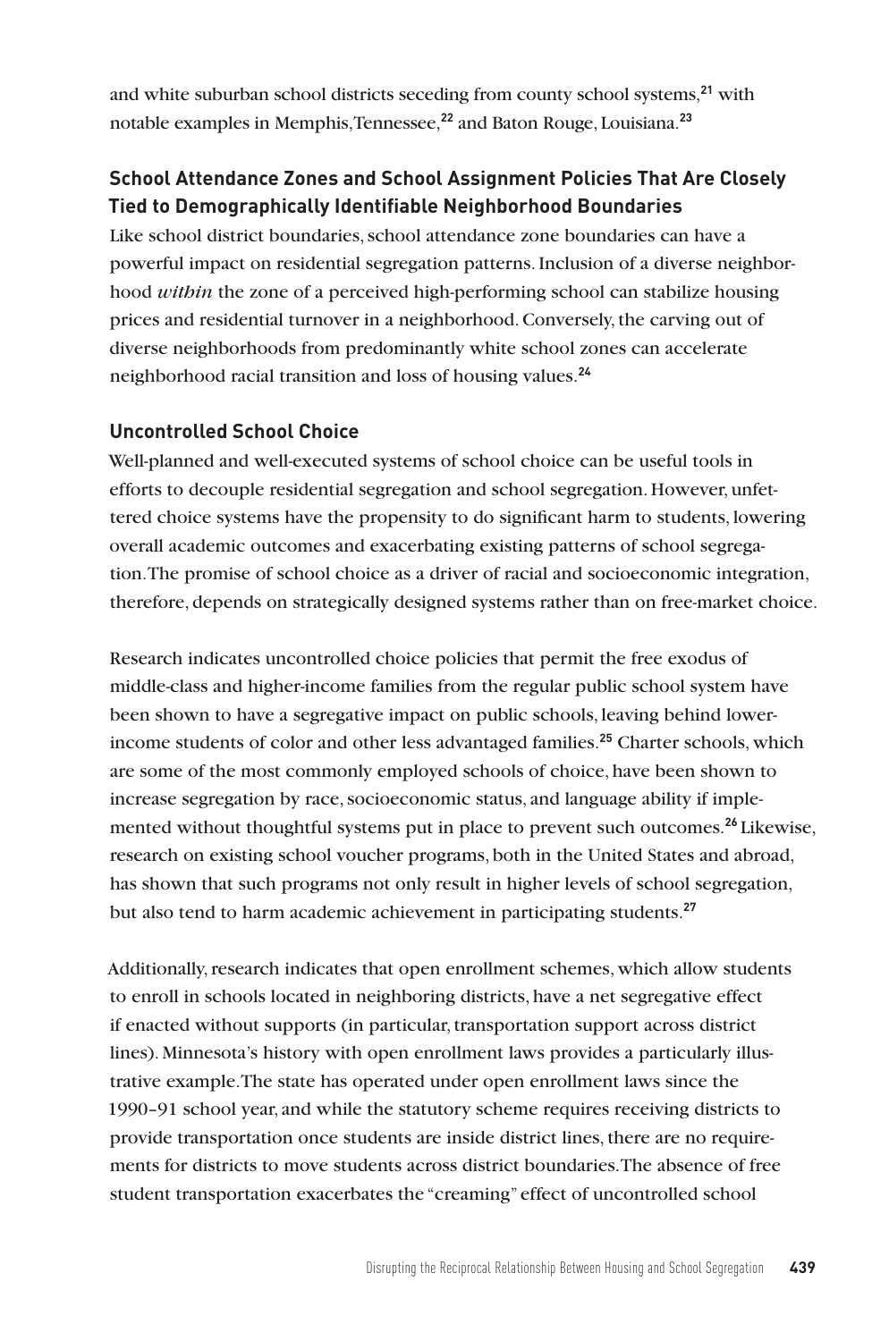and white suburban school districts seceding from county school systems,[21] with notable examples in Memphis, Tennessee,[22] and Baton Rouge, Louisiana.[23]

## School Attendance Zones and School Assignment Policies That Are Closely Tied to Demographically Identifiable Neighborhood Boundaries

Like school district boundaries, school attendance zone boundaries can have a powerful impact on residential segregation patterns. Inclusion of a diverse neighborhood *within* the zone of a perceived high-performing school can stabilize housing prices and residential turnover in a neighborhood. Conversely, the carving out of diverse neighborhoods from predominantly white school zones can accelerate neighborhood racial transition and loss of housing values.[24]

## Uncontrolled School Choice

Well-planned and well-executed systems of school choice can be useful tools in efforts to decouple residential segregation and school segregation. However, unfettered choice systems have the propensity to do significant harm to students, lowering overall academic outcomes and exacerbating existing patterns of school segregation. The promise of school choice as a driver of racial and socioeconomic integration, therefore, depends on strategically designed systems rather than on free-market choice.

Research indicates uncontrolled choice policies that permit the free exodus of middle-class and higher-income families from the regular public school system have been shown to have a segregative impact on public schools, leaving behind lower-income students of color and other less advantaged families.[25] Charter schools, which are some of the most commonly employed schools of choice, have been shown to increase segregation by race, socioeconomic status, and language ability if implemented without thoughtful systems put in place to prevent such outcomes.[26] Likewise, research on existing school voucher programs, both in the United States and abroad, has shown that such programs not only result in higher levels of school segregation, but also tend to harm academic achievement in participating students.[27]

Additionally, research indicates that open enrollment schemes, which allow students to enroll in schools located in neighboring districts, have a net segregative effect if enacted without supports (in particular, transportation support across district lines). Minnesota's history with open enrollment laws provides a particularly illustrative example. The state has operated under open enrollment laws since the 1990–91 school year, and while the statutory scheme requires receiving districts to provide transportation once students are inside district lines, there are no requirements for districts to move students across district boundaries. The absence of free student transportation exacerbates the "creaming" effect of uncontrolled school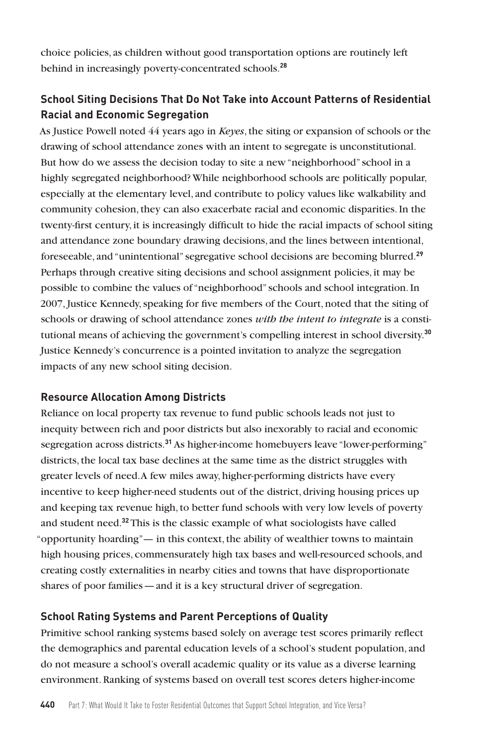choice policies, as children without good transportation options are routinely left behind in increasingly poverty-concentrated schools.[28]

### School Siting Decisions That Do Not Take into Account Patterns of Residential Racial and Economic Segregation

As Justice Powell noted 44 years ago in *Keyes*, the siting or expansion of schools or the drawing of school attendance zones with an intent to segregate is unconstitutional. But how do we assess the decision today to site a new "neighborhood" school in a highly segregated neighborhood? While neighborhood schools are politically popular, especially at the elementary level, and contribute to policy values like walkability and community cohesion, they can also exacerbate racial and economic disparities. In the twenty-first century, it is increasingly difficult to hide the racial impacts of school siting and attendance zone boundary drawing decisions, and the lines between intentional, foreseeable, and "unintentional" segregative school decisions are becoming blurred.[29] Perhaps through creative siting decisions and school assignment policies, it may be possible to combine the values of "neighborhood" schools and school integration. In 2007, Justice Kennedy, speaking for five members of the Court, noted that the siting of schools or drawing of school attendance zones *with the intent to integrate* is a constitutional means of achieving the government's compelling interest in school diversity.[30] Justice Kennedy's concurrence is a pointed invitation to analyze the segregation impacts of any new school siting decision.

### Resource Allocation Among Districts

Reliance on local property tax revenue to fund public schools leads not just to inequity between rich and poor districts but also inexorably to racial and economic segregation across districts.[31] As higher-income homebuyers leave "lower-performing" districts, the local tax base declines at the same time as the district struggles with greater levels of need. A few miles away, higher-performing districts have every incentive to keep higher-need students out of the district, driving housing prices up and keeping tax revenue high, to better fund schools with very low levels of poverty and student need.[32] This is the classic example of what sociologists have called "opportunity hoarding"— in this context, the ability of wealthier towns to maintain high housing prices, commensurately high tax bases and well-resourced schools, and creating costly externalities in nearby cities and towns that have disproportionate shares of poor families — and it is a key structural driver of segregation.

### School Rating Systems and Parent Perceptions of Quality

Primitive school ranking systems based solely on average test scores primarily reflect the demographics and parental education levels of a school's student population, and do not measure a school's overall academic quality or its value as a diverse learning environment. Ranking of systems based on overall test scores deters higher-income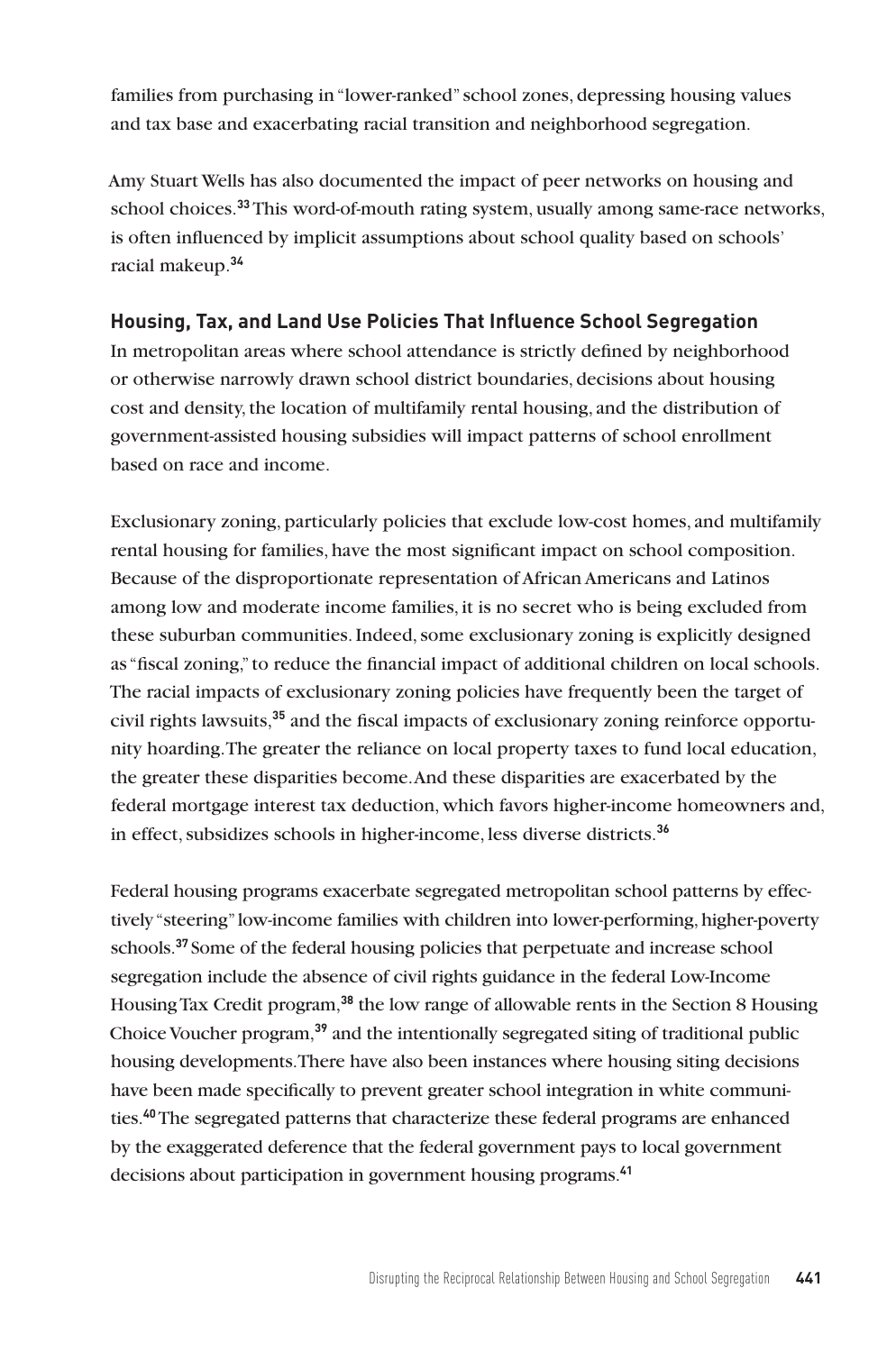families from purchasing in "lower-ranked" school zones, depressing housing values and tax base and exacerbating racial transition and neighborhood segregation.

Amy Stuart Wells has also documented the impact of peer networks on housing and school choices.[33] This word-of-mouth rating system, usually among same-race networks, is often influenced by implicit assumptions about school quality based on schools' racial makeup.[34]

## Housing, Tax, and Land Use Policies That Influence School Segregation

In metropolitan areas where school attendance is strictly defined by neighborhood or otherwise narrowly drawn school district boundaries, decisions about housing cost and density, the location of multifamily rental housing, and the distribution of government-assisted housing subsidies will impact patterns of school enrollment based on race and income.

Exclusionary zoning, particularly policies that exclude low-cost homes, and multifamily rental housing for families, have the most significant impact on school composition. Because of the disproportionate representation of African Americans and Latinos among low and moderate income families, it is no secret who is being excluded from these suburban communities. Indeed, some exclusionary zoning is explicitly designed as "fiscal zoning," to reduce the financial impact of additional children on local schools. The racial impacts of exclusionary zoning policies have frequently been the target of civil rights lawsuits,[35] and the fiscal impacts of exclusionary zoning reinforce opportunity hoarding. The greater the reliance on local property taxes to fund local education, the greater these disparities become. And these disparities are exacerbated by the federal mortgage interest tax deduction, which favors higher-income homeowners and, in effect, subsidizes schools in higher-income, less diverse districts.[36]

Federal housing programs exacerbate segregated metropolitan school patterns by effectively "steering" low-income families with children into lower-performing, higher-poverty schools.[37] Some of the federal housing policies that perpetuate and increase school segregation include the absence of civil rights guidance in the federal Low-Income Housing Tax Credit program,[38] the low range of allowable rents in the Section 8 Housing Choice Voucher program,[39] and the intentionally segregated siting of traditional public housing developments. There have also been instances where housing siting decisions have been made specifically to prevent greater school integration in white communities.[40] The segregated patterns that characterize these federal programs are enhanced by the exaggerated deference that the federal government pays to local government decisions about participation in government housing programs.[41]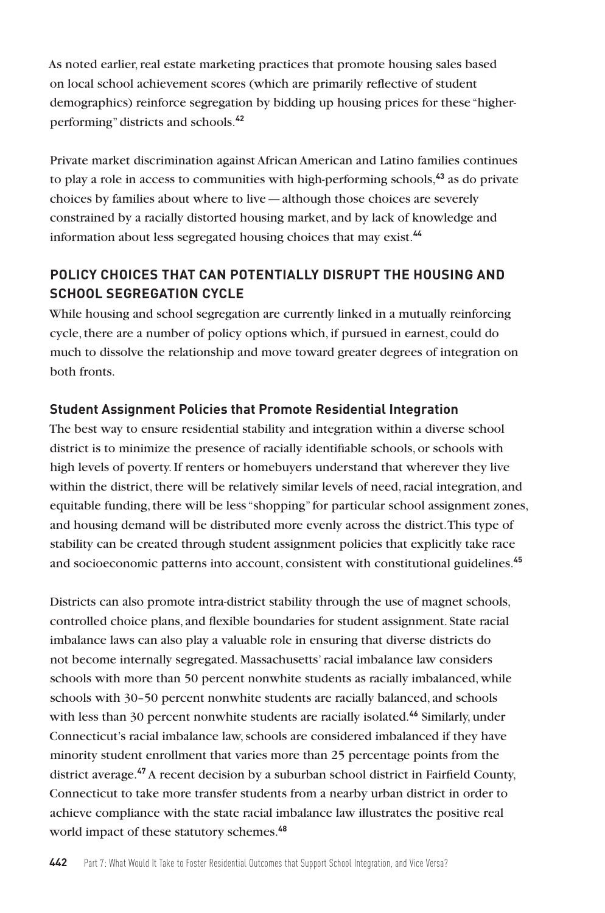As noted earlier, real estate marketing practices that promote housing sales based on local school achievement scores (which are primarily reflective of student demographics) reinforce segregation by bidding up housing prices for these "higher-performing" districts and schools.[42]

Private market discrimination against African American and Latino families continues to play a role in access to communities with high-performing schools,[43] as do private choices by families about where to live — although those choices are severely constrained by a racially distorted housing market, and by lack of knowledge and information about less segregated housing choices that may exist.[44]

## POLICY CHOICES THAT CAN POTENTIALLY DISRUPT THE HOUSING AND SCHOOL SEGREGATION CYCLE

While housing and school segregation are currently linked in a mutually reinforcing cycle, there are a number of policy options which, if pursued in earnest, could do much to dissolve the relationship and move toward greater degrees of integration on both fronts.

### Student Assignment Policies that Promote Residential Integration

The best way to ensure residential stability and integration within a diverse school district is to minimize the presence of racially identifiable schools, or schools with high levels of poverty. If renters or homebuyers understand that wherever they live within the district, there will be relatively similar levels of need, racial integration, and equitable funding, there will be less "shopping" for particular school assignment zones, and housing demand will be distributed more evenly across the district. This type of stability can be created through student assignment policies that explicitly take race and socioeconomic patterns into account, consistent with constitutional guidelines.[45]

Districts can also promote intra-district stability through the use of magnet schools, controlled choice plans, and flexible boundaries for student assignment. State racial imbalance laws can also play a valuable role in ensuring that diverse districts do not become internally segregated. Massachusetts' racial imbalance law considers schools with more than 50 percent nonwhite students as racially imbalanced, while schools with 30–50 percent nonwhite students are racially balanced, and schools with less than 30 percent nonwhite students are racially isolated.[46] Similarly, under Connecticut's racial imbalance law, schools are considered imbalanced if they have minority student enrollment that varies more than 25 percentage points from the district average.[47] A recent decision by a suburban school district in Fairfield County, Connecticut to take more transfer students from a nearby urban district in order to achieve compliance with the state racial imbalance law illustrates the positive real world impact of these statutory schemes.[48]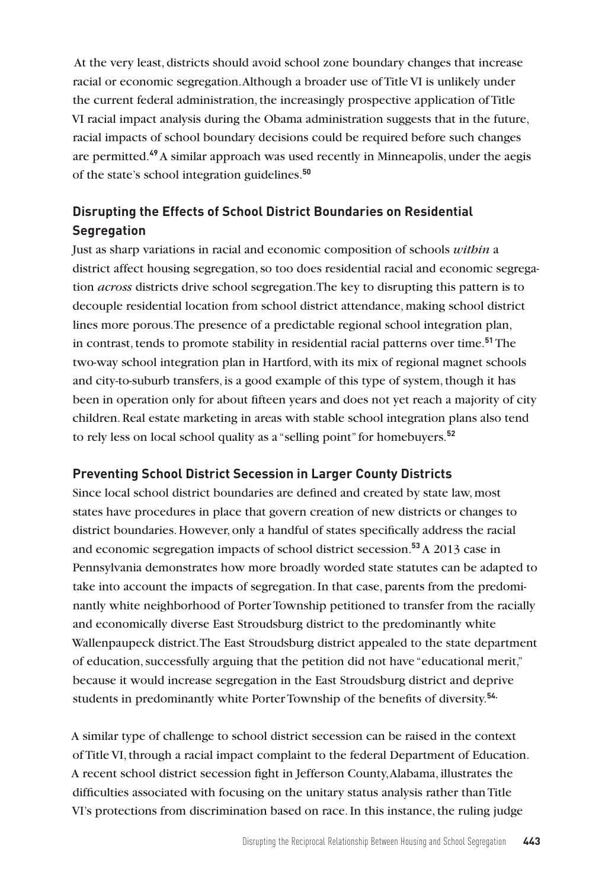At the very least, districts should avoid school zone boundary changes that increase racial or economic segregation. Although a broader use of Title VI is unlikely under the current federal administration, the increasingly prospective application of Title VI racial impact analysis during the Obama administration suggests that in the future, racial impacts of school boundary decisions could be required before such changes are permitted.[49] A similar approach was used recently in Minneapolis, under the aegis of the state's school integration guidelines.[50]

### Disrupting the Effects of School District Boundaries on Residential Segregation

Just as sharp variations in racial and economic composition of schools *within* a district affect housing segregation, so too does residential racial and economic segregation *across* districts drive school segregation. The key to disrupting this pattern is to decouple residential location from school district attendance, making school district lines more porous. The presence of a predictable regional school integration plan, in contrast, tends to promote stability in residential racial patterns over time.[51] The two-way school integration plan in Hartford, with its mix of regional magnet schools and city-to-suburb transfers, is a good example of this type of system, though it has been in operation only for about fifteen years and does not yet reach a majority of city children. Real estate marketing in areas with stable school integration plans also tend to rely less on local school quality as a "selling point" for homebuyers.[52]

### Preventing School District Secession in Larger County Districts

Since local school district boundaries are defined and created by state law, most states have procedures in place that govern creation of new districts or changes to district boundaries. However, only a handful of states specifically address the racial and economic segregation impacts of school district secession.[53] A 2013 case in Pennsylvania demonstrates how more broadly worded state statutes can be adapted to take into account the impacts of segregation. In that case, parents from the predominantly white neighborhood of Porter Township petitioned to transfer from the racially and economically diverse East Stroudsburg district to the predominantly white Wallenpaupeck district. The East Stroudsburg district appealed to the state department of education, successfully arguing that the petition did not have "educational merit," because it would increase segregation in the East Stroudsburg district and deprive students in predominantly white Porter Township of the benefits of diversity.[54]

A similar type of challenge to school district secession can be raised in the context of Title VI, through a racial impact complaint to the federal Department of Education. A recent school district secession fight in Jefferson County, Alabama, illustrates the difficulties associated with focusing on the unitary status analysis rather than Title VI's protections from discrimination based on race. In this instance, the ruling judge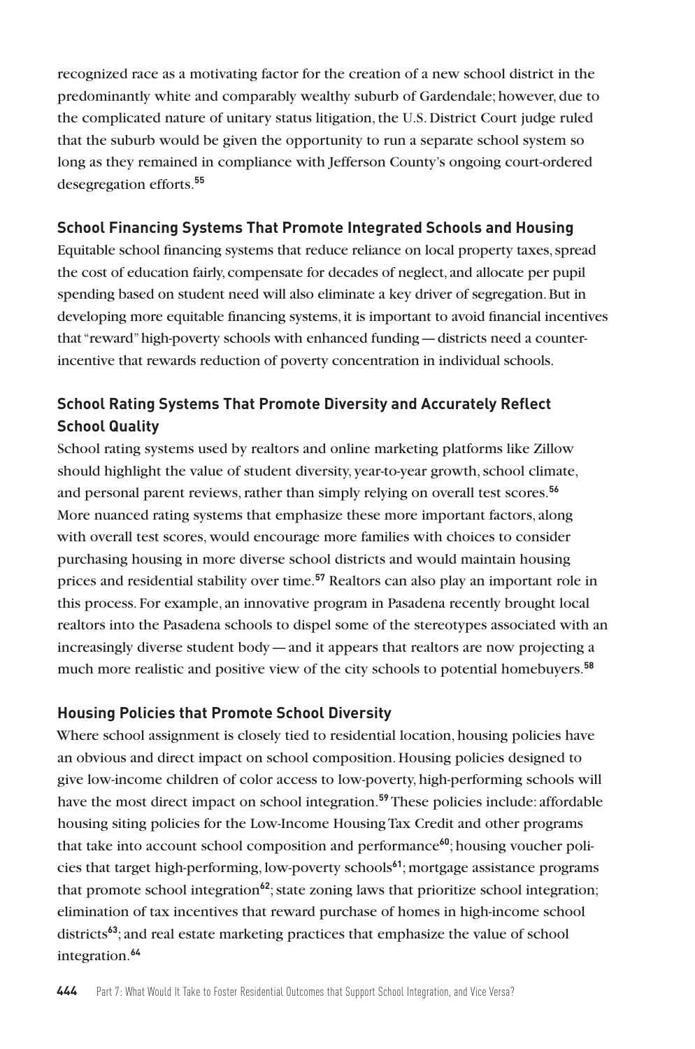recognized race as a motivating factor for the creation of a new school district in the predominantly white and comparably wealthy suburb of Gardendale; however, due to the complicated nature of unitary status litigation, the U.S. District Court judge ruled that the suburb would be given the opportunity to run a separate school system so long as they remained in compliance with Jefferson County's ongoing court-ordered desegregation efforts.[55]

### School Financing Systems That Promote Integrated Schools and Housing

Equitable school financing systems that reduce reliance on local property taxes, spread the cost of education fairly, compensate for decades of neglect, and allocate per pupil spending based on student need will also eliminate a key driver of segregation. But in developing more equitable financing systems, it is important to avoid financial incentives that "reward" high-poverty schools with enhanced funding — districts need a counter-incentive that rewards reduction of poverty concentration in individual schools.

### School Rating Systems That Promote Diversity and Accurately Reflect School Quality

School rating systems used by realtors and online marketing platforms like Zillow should highlight the value of student diversity, year-to-year growth, school climate, and personal parent reviews, rather than simply relying on overall test scores.[56] More nuanced rating systems that emphasize these more important factors, along with overall test scores, would encourage more families with choices to consider purchasing housing in more diverse school districts and would maintain housing prices and residential stability over time.[57] Realtors can also play an important role in this process. For example, an innovative program in Pasadena recently brought local realtors into the Pasadena schools to dispel some of the stereotypes associated with an increasingly diverse student body — and it appears that realtors are now projecting a much more realistic and positive view of the city schools to potential homebuyers.[58]

### Housing Policies that Promote School Diversity

Where school assignment is closely tied to residential location, housing policies have an obvious and direct impact on school composition. Housing policies designed to give low-income children of color access to low-poverty, high-performing schools will have the most direct impact on school integration.[59] These policies include: affordable housing siting policies for the Low-Income Housing Tax Credit and other programs that take into account school composition and performance[60]; housing voucher policies that target high-performing, low-poverty schools[61]; mortgage assistance programs that promote school integration[62]; state zoning laws that prioritize school integration; elimination of tax incentives that reward purchase of homes in high-income school districts[63]; and real estate marketing practices that emphasize the value of school integration.[64]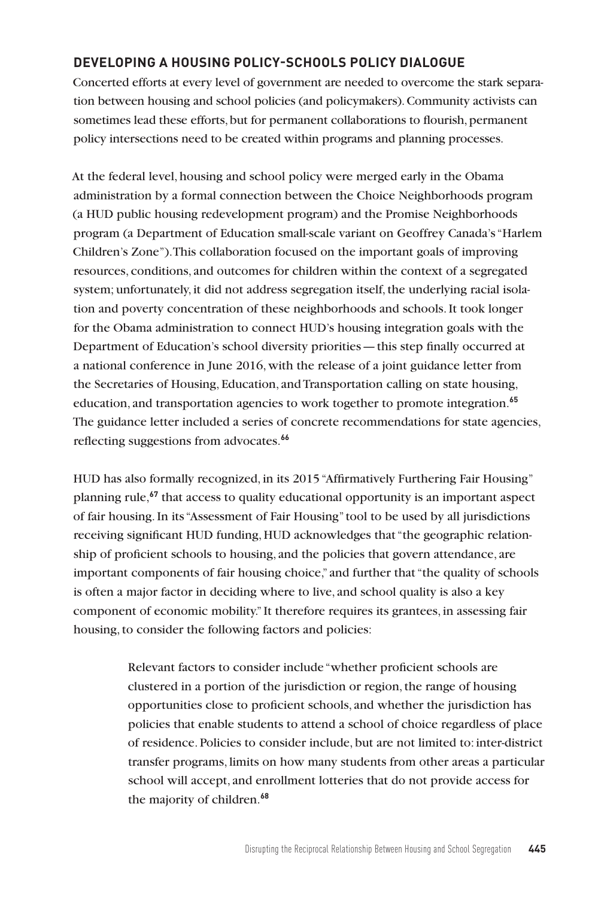## DEVELOPING A HOUSING POLICY-SCHOOLS POLICY DIALOGUE

Concerted efforts at every level of government are needed to overcome the stark separation between housing and school policies (and policymakers). Community activists can sometimes lead these efforts, but for permanent collaborations to flourish, permanent policy intersections need to be created within programs and planning processes.

At the federal level, housing and school policy were merged early in the Obama administration by a formal connection between the Choice Neighborhoods program (a HUD public housing redevelopment program) and the Promise Neighborhoods program (a Department of Education small-scale variant on Geoffrey Canada's "Harlem Children's Zone"). This collaboration focused on the important goals of improving resources, conditions, and outcomes for children within the context of a segregated system; unfortunately, it did not address segregation itself, the underlying racial isolation and poverty concentration of these neighborhoods and schools. It took longer for the Obama administration to connect HUD's housing integration goals with the Department of Education's school diversity priorities — this step finally occurred at a national conference in June 2016, with the release of a joint guidance letter from the Secretaries of Housing, Education, and Transportation calling on state housing, education, and transportation agencies to work together to promote integration.[65] The guidance letter included a series of concrete recommendations for state agencies, reflecting suggestions from advocates.[66]

HUD has also formally recognized, in its 2015 "Affirmatively Furthering Fair Housing" planning rule,[67] that access to quality educational opportunity is an important aspect of fair housing. In its "Assessment of Fair Housing" tool to be used by all jurisdictions receiving significant HUD funding, HUD acknowledges that "the geographic relationship of proficient schools to housing, and the policies that govern attendance, are important components of fair housing choice," and further that "the quality of schools is often a major factor in deciding where to live, and school quality is also a key component of economic mobility." It therefore requires its grantees, in assessing fair housing, to consider the following factors and policies:

> Relevant factors to consider include "whether proficient schools are clustered in a portion of the jurisdiction or region, the range of housing opportunities close to proficient schools, and whether the jurisdiction has policies that enable students to attend a school of choice regardless of place of residence. Policies to consider include, but are not limited to: inter-district transfer programs, limits on how many students from other areas a particular school will accept, and enrollment lotteries that do not provide access for the majority of children.[68]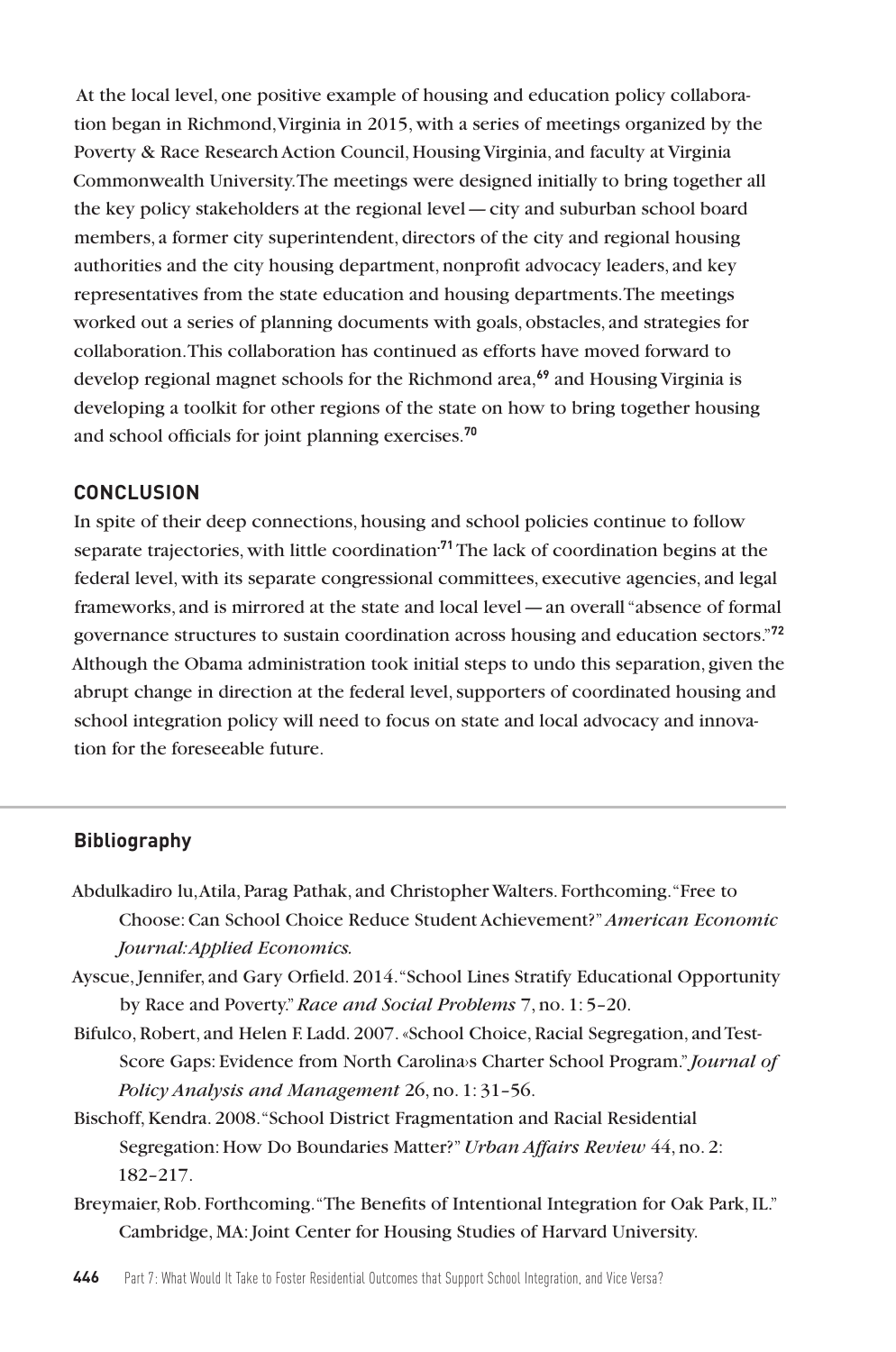At the local level, one positive example of housing and education policy collaboration began in Richmond, Virginia in 2015, with a series of meetings organized by the Poverty & Race Research Action Council, Housing Virginia, and faculty at Virginia Commonwealth University. The meetings were designed initially to bring together all the key policy stakeholders at the regional level — city and suburban school board members, a former city superintendent, directors of the city and regional housing authorities and the city housing department, nonprofit advocacy leaders, and key representatives from the state education and housing departments. The meetings worked out a series of planning documents with goals, obstacles, and strategies for collaboration. This collaboration has continued as efforts have moved forward to develop regional magnet schools for the Richmond area,[69] and Housing Virginia is developing a toolkit for other regions of the state on how to bring together housing and school officials for joint planning exercises.[70]

## CONCLUSION

In spite of their deep connections, housing and school policies continue to follow separate trajectories, with little coordination.[71] The lack of coordination begins at the federal level, with its separate congressional committees, executive agencies, and legal frameworks, and is mirrored at the state and local level — an overall "absence of formal governance structures to sustain coordination across housing and education sectors."[72] Although the Obama administration took initial steps to undo this separation, given the abrupt change in direction at the federal level, supporters of coordinated housing and school integration policy will need to focus on state and local advocacy and innovation for the foreseeable future.

---

### Bibliography

Abdulkadiro lu, Atila, Parag Pathak, and Christopher Walters. Forthcoming. "Free to Choose: Can School Choice Reduce Student Achievement?" *American Economic Journal: Applied Economics.*

Ayscue, Jennifer, and Gary Orfield. 2014. "School Lines Stratify Educational Opportunity by Race and Poverty." *Race and Social Problems* 7, no. 1: 5–20.

Bifulco, Robert, and Helen F. Ladd. 2007. «School Choice, Racial Segregation, and Test-Score Gaps: Evidence from North Carolina›s Charter School Program." *Journal of Policy Analysis and Management* 26, no. 1: 31–56.

Bischoff, Kendra. 2008. "School District Fragmentation and Racial Residential Segregation: How Do Boundaries Matter?" *Urban Affairs Review* 44, no. 2: 182–217.

Breymaier, Rob. Forthcoming. "The Benefits of Intentional Integration for Oak Park, IL." Cambridge, MA: Joint Center for Housing Studies of Harvard University.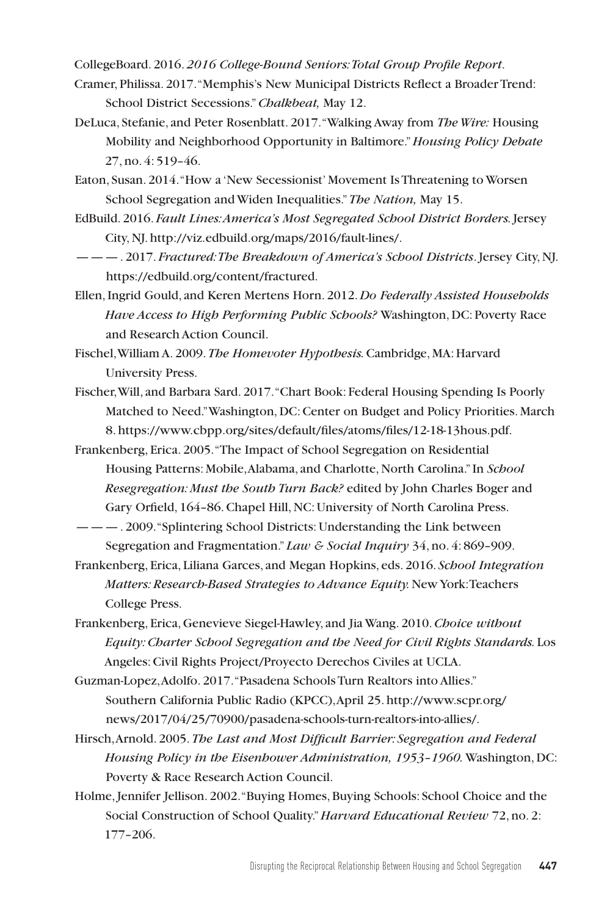CollegeBoard. 2016. *2016 College-Bound Seniors: Total Group Profile Report*.

Cramer, Philissa. 2017. "Memphis's New Municipal Districts Reflect a Broader Trend: School District Secessions." *Chalkbeat,* May 12.

DeLuca, Stefanie, and Peter Rosenblatt. 2017. "Walking Away from *The Wire:* Housing Mobility and Neighborhood Opportunity in Baltimore." *Housing Policy Debate* 27, no. 4: 519–46.

Eaton, Susan. 2014. "How a 'New Secessionist' Movement Is Threatening to Worsen School Segregation and Widen Inequalities." *The Nation,* May 15.

EdBuild. 2016. *Fault Lines: America's Most Segregated School District Borders.* Jersey City, NJ. http://viz.edbuild.org/maps/2016/fault-lines/.

———. 2017. *Fractured: The Breakdown of America's School Districts*. Jersey City, NJ. https://edbuild.org/content/fractured.

Ellen, Ingrid Gould, and Keren Mertens Horn. 2012. *Do Federally Assisted Households Have Access to High Performing Public Schools?* Washington, DC: Poverty Race and Research Action Council.

Fischel, William A. 2009. *The Homevoter Hypothesis.* Cambridge, MA: Harvard University Press.

Fischer, Will, and Barbara Sard. 2017. "Chart Book: Federal Housing Spending Is Poorly Matched to Need." Washington, DC: Center on Budget and Policy Priorities. March 8. https://www.cbpp.org/sites/default/files/atoms/files/12-18-13hous.pdf.

Frankenberg, Erica. 2005. "The Impact of School Segregation on Residential Housing Patterns: Mobile, Alabama, and Charlotte, North Carolina." In *School Resegregation: Must the South Turn Back?* edited by John Charles Boger and Gary Orfield, 164–86. Chapel Hill, NC: University of North Carolina Press.

———. 2009. "Splintering School Districts: Understanding the Link between Segregation and Fragmentation." *Law & Social Inquiry* 34, no. 4: 869–909.

Frankenberg, Erica, Liliana Garces, and Megan Hopkins, eds. 2016. *School Integration Matters: Research-Based Strategies to Advance Equity.* New York: Teachers College Press.

Frankenberg, Erica, Genevieve Siegel-Hawley, and Jia Wang. 2010. *Choice without Equity: Charter School Segregation and the Need for Civil Rights Standards.* Los Angeles: Civil Rights Project/Proyecto Derechos Civiles at UCLA.

Guzman-Lopez, Adolfo. 2017. "Pasadena Schools Turn Realtors into Allies." Southern California Public Radio (KPCC), April 25. http://www.scpr.org/news/2017/04/25/70900/pasadena-schools-turn-realtors-into-allies/.

Hirsch, Arnold. 2005. *The Last and Most Difficult Barrier: Segregation and Federal Housing Policy in the Eisenhower Administration, 1953–1960.* Washington, DC: Poverty & Race Research Action Council.

Holme, Jennifer Jellison. 2002. "Buying Homes, Buying Schools: School Choice and the Social Construction of School Quality." *Harvard Educational Review* 72, no. 2: 177–206.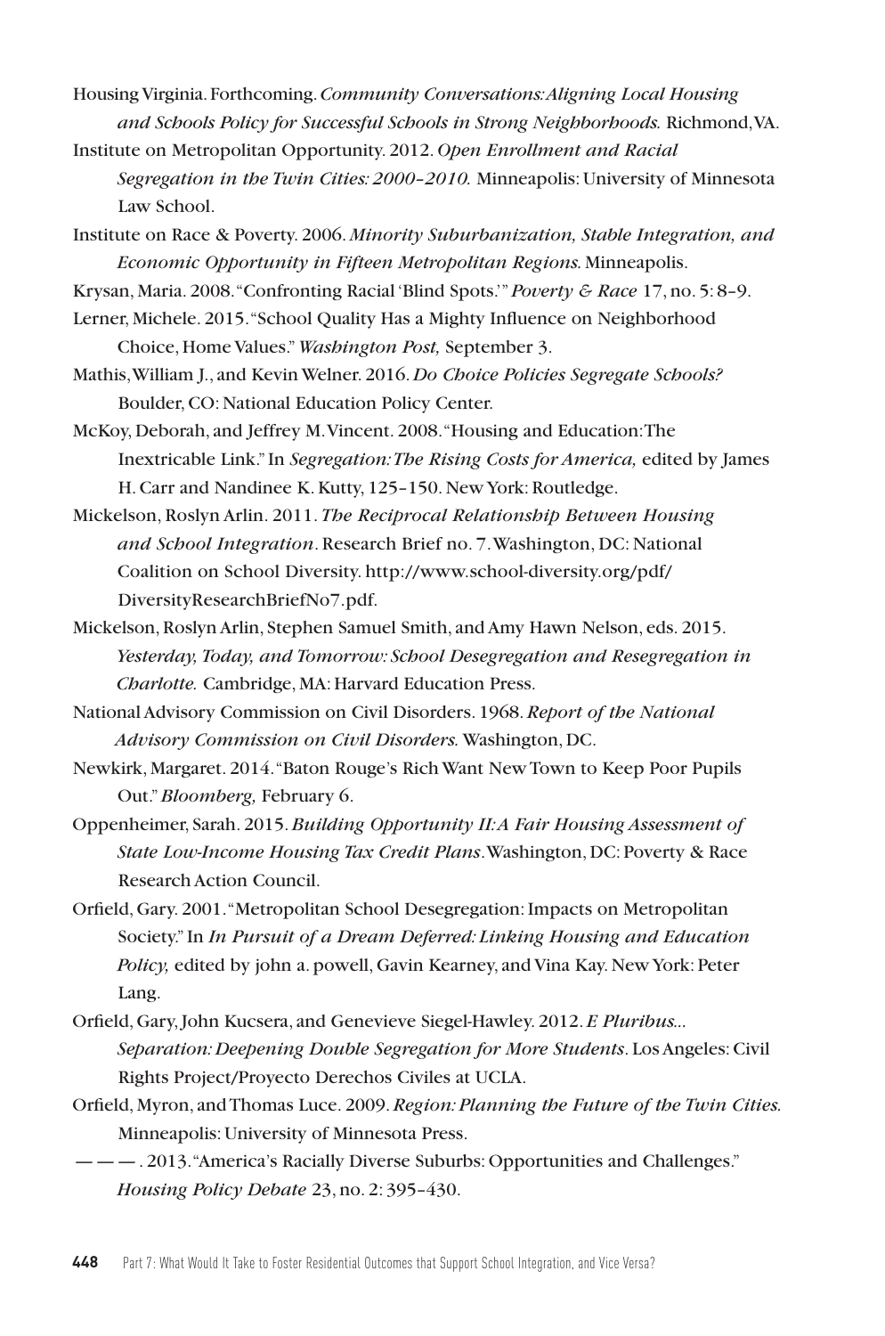Housing Virginia. Forthcoming. *Community Conversations: Aligning Local Housing and Schools Policy for Successful Schools in Strong Neighborhoods.* Richmond, VA.

Institute on Metropolitan Opportunity. 2012. *Open Enrollment and Racial Segregation in the Twin Cities: 2000–2010.* Minneapolis: University of Minnesota Law School.

Institute on Race & Poverty. 2006. *Minority Suburbanization, Stable Integration, and Economic Opportunity in Fifteen Metropolitan Regions.* Minneapolis.

Krysan, Maria. 2008. "Confronting Racial 'Blind Spots.'" *Poverty & Race* 17, no. 5: 8–9.

Lerner, Michele. 2015. "School Quality Has a Mighty Influence on Neighborhood Choice, Home Values." *Washington Post,* September 3.

Mathis, William J., and Kevin Welner. 2016. *Do Choice Policies Segregate Schools?* Boulder, CO: National Education Policy Center.

McKoy, Deborah, and Jeffrey M. Vincent. 2008. "Housing and Education: The Inextricable Link." In *Segregation: The Rising Costs for America,* edited by James H. Carr and Nandinee K. Kutty, 125–150. New York: Routledge.

Mickelson, Roslyn Arlin. 2011. *The Reciprocal Relationship Between Housing and School Integration*. Research Brief no. 7. Washington, DC: National Coalition on School Diversity. http://www.school-diversity.org/pdf/DiversityResearchBriefNo7.pdf.

Mickelson, Roslyn Arlin, Stephen Samuel Smith, and Amy Hawn Nelson, eds. 2015. *Yesterday, Today, and Tomorrow: School Desegregation and Resegregation in Charlotte.* Cambridge, MA: Harvard Education Press.

National Advisory Commission on Civil Disorders. 1968. *Report of the National Advisory Commission on Civil Disorders.* Washington, DC.

Newkirk, Margaret. 2014. "Baton Rouge's Rich Want New Town to Keep Poor Pupils Out." *Bloomberg,* February 6.

Oppenheimer, Sarah. 2015. *Building Opportunity II: A Fair Housing Assessment of State Low-Income Housing Tax Credit Plans*. Washington, DC: Poverty & Race Research Action Council.

Orfield, Gary. 2001. "Metropolitan School Desegregation: Impacts on Metropolitan Society." In *In Pursuit of a Dream Deferred: Linking Housing and Education Policy,* edited by john a. powell, Gavin Kearney, and Vina Kay. New York: Peter Lang.

Orfield, Gary, John Kucsera, and Genevieve Siegel-Hawley. 2012. *E Pluribus... Separation: Deepening Double Segregation for More Students*. Los Angeles: Civil Rights Project/Proyecto Derechos Civiles at UCLA.

Orfield, Myron, and Thomas Luce. 2009. *Region: Planning the Future of the Twin Cities.* Minneapolis: University of Minnesota Press.

———. 2013. "America's Racially Diverse Suburbs: Opportunities and Challenges." *Housing Policy Debate* 23, no. 2: 395–430.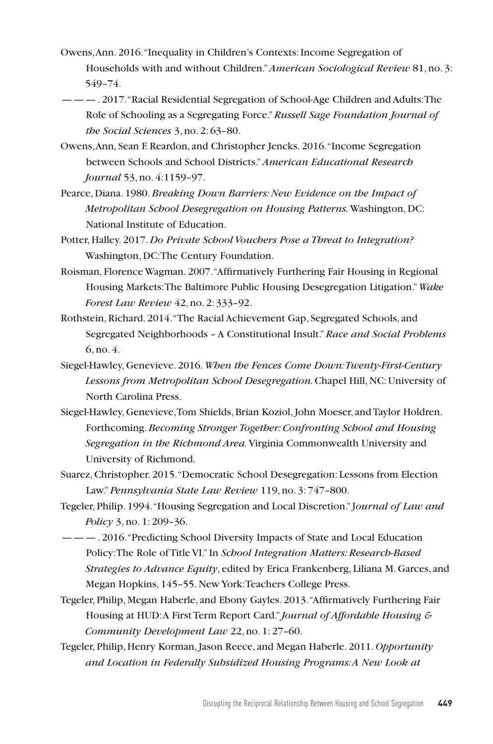Owens, Ann. 2016. "Inequality in Children's Contexts: Income Segregation of Households with and without Children." *American Sociological Review* 81, no. 3: 549–74.

———. 2017. "Racial Residential Segregation of School-Age Children and Adults: The Role of Schooling as a Segregating Force." *Russell Sage Foundation Journal of the Social Sciences* 3, no. 2: 63–80.

Owens, Ann, Sean F. Reardon, and Christopher Jencks. 2016. "Income Segregation between Schools and School Districts." *American Educational Research Journal* 53, no. 4:1159–97.

Pearce, Diana. 1980. *Breaking Down Barriers: New Evidence on the Impact of Metropolitan School Desegregation on Housing Patterns.* Washington, DC: National Institute of Education.

Potter, Halley. 2017. *Do Private School Vouchers Pose a Threat to Integration?* Washington, DC: The Century Foundation.

Roisman, Florence Wagman. 2007. "Affirmatively Furthering Fair Housing in Regional Housing Markets: The Baltimore Public Housing Desegregation Litigation." *Wake Forest Law Review* 42, no. 2: 333–92.

Rothstein, Richard. 2014. "The Racial Achievement Gap, Segregated Schools, and Segregated Neighborhoods – A Constitutional Insult." *Race and Social Problems* 6, no. 4.

Siegel-Hawley, Genevieve. 2016. *When the Fences Come Down: Twenty-First-Century Lessons from Metropolitan School Desegregation.* Chapel Hill, NC: University of North Carolina Press.

Siegel-Hawley, Genevieve, Tom Shields, Brian Koziol, John Moeser, and Taylor Holdren. Forthcoming. *Becoming Stronger Together: Confronting School and Housing Segregation in the Richmond Area.* Virginia Commonwealth University and University of Richmond.

Suarez, Christopher. 2015. "Democratic School Desegregation: Lessons from Election Law." *Pennsylvania State Law Review* 119, no. 3: 747–800.

Tegeler, Philip. 1994. "Housing Segregation and Local Discretion." *Journal of Law and Policy* 3, no. 1: 209–36.

———. 2016. "Predicting School Diversity Impacts of State and Local Education Policy: The Role of Title VI." In *School Integration Matters: Research-Based Strategies to Advance Equity*, edited by Erica Frankenberg, Liliana M. Garces, and Megan Hopkins, 145–55. New York: Teachers College Press.

Tegeler, Philip, Megan Haberle, and Ebony Gayles. 2013. "Affirmatively Furthering Fair Housing at HUD: A First Term Report Card." *Journal of Affordable Housing & Community Development Law* 22, no. 1: 27–60.

Tegeler, Philip, Henry Korman, Jason Reece, and Megan Haberle. 2011. *Opportunity and Location in Federally Subsidized Housing Programs: A New Look at*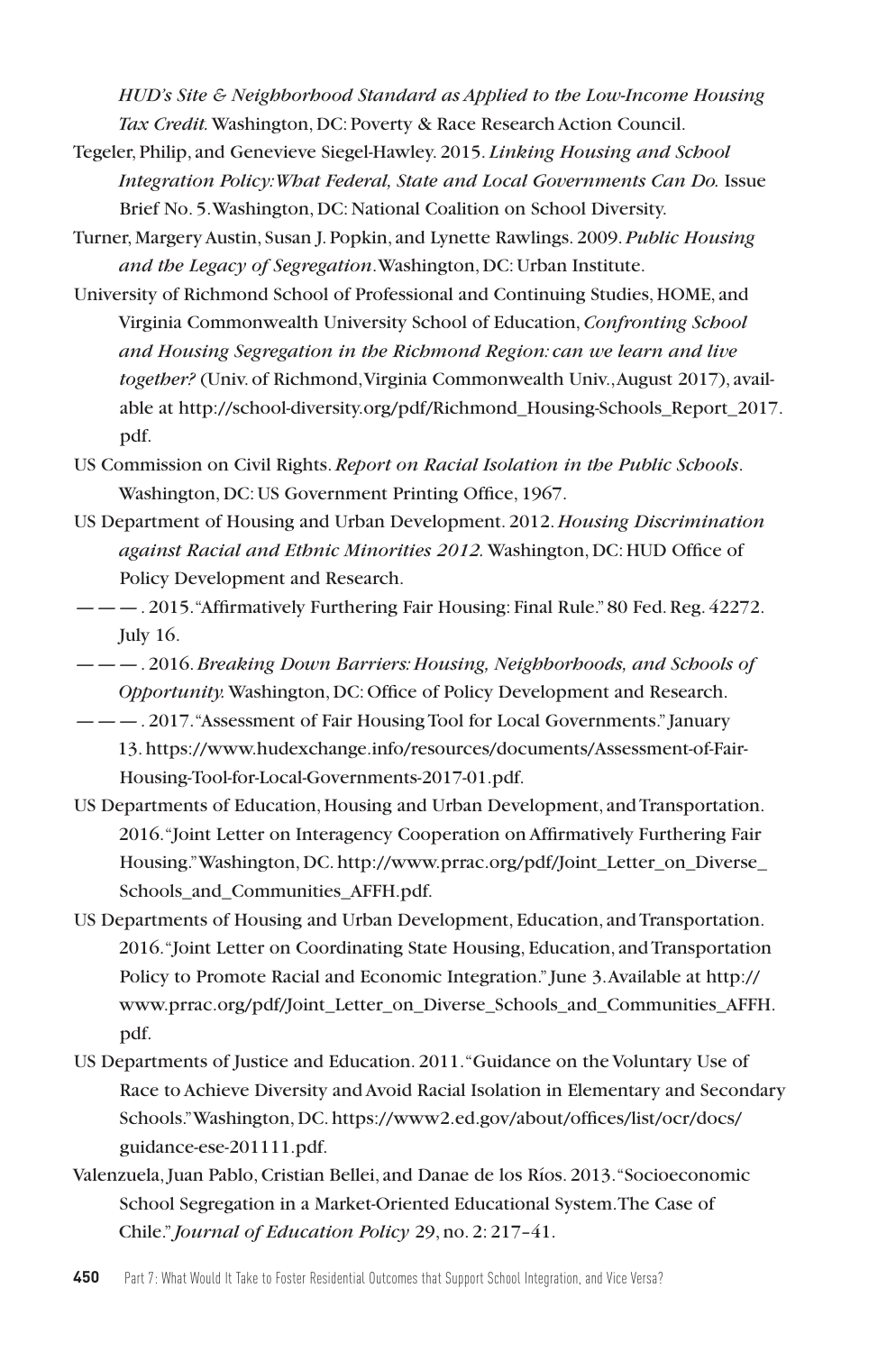*HUD's Site & Neighborhood Standard as Applied to the Low-Income Housing Tax Credit.* Washington, DC: Poverty & Race Research Action Council.

Tegeler, Philip, and Genevieve Siegel-Hawley. 2015. *Linking Housing and School Integration Policy: What Federal, State and Local Governments Can Do.* Issue Brief No. 5. Washington, DC: National Coalition on School Diversity.

Turner, Margery Austin, Susan J. Popkin, and Lynette Rawlings. 2009. *Public Housing and the Legacy of Segregation*. Washington, DC: Urban Institute.

University of Richmond School of Professional and Continuing Studies, HOME, and Virginia Commonwealth University School of Education, *Confronting School and Housing Segregation in the Richmond Region: can we learn and live together?* (Univ. of Richmond, Virginia Commonwealth Univ., August 2017), available at http://school-diversity.org/pdf/Richmond_Housing-Schools_Report_2017.pdf.

US Commission on Civil Rights. *Report on Racial Isolation in the Public Schools*. Washington, DC: US Government Printing Office, 1967.

US Department of Housing and Urban Development. 2012. *Housing Discrimination against Racial and Ethnic Minorities 2012.* Washington, DC: HUD Office of Policy Development and Research.

———. 2015. "Affirmatively Furthering Fair Housing: Final Rule." 80 Fed. Reg. 42272. July 16.

———. 2016. *Breaking Down Barriers: Housing, Neighborhoods, and Schools of Opportunity.* Washington, DC: Office of Policy Development and Research.

———. 2017. "Assessment of Fair Housing Tool for Local Governments." January 13. https://www.hudexchange.info/resources/documents/Assessment-of-Fair-Housing-Tool-for-Local-Governments-2017-01.pdf.

US Departments of Education, Housing and Urban Development, and Transportation. 2016. "Joint Letter on Interagency Cooperation on Affirmatively Furthering Fair Housing." Washington, DC. http://www.prrac.org/pdf/Joint_Letter_on_Diverse_Schools_and_Communities_AFFH.pdf.

US Departments of Housing and Urban Development, Education, and Transportation. 2016. "Joint Letter on Coordinating State Housing, Education, and Transportation Policy to Promote Racial and Economic Integration." June 3. Available at http://www.prrac.org/pdf/Joint_Letter_on_Diverse_Schools_and_Communities_AFFH.pdf.

US Departments of Justice and Education. 2011. "Guidance on the Voluntary Use of Race to Achieve Diversity and Avoid Racial Isolation in Elementary and Secondary Schools." Washington, DC. https://www2.ed.gov/about/offices/list/ocr/docs/guidance-ese-201111.pdf.

Valenzuela, Juan Pablo, Cristian Bellei, and Danae de los Ríos. 2013. "Socioeconomic School Segregation in a Market-Oriented Educational System. The Case of Chile." *Journal of Education Policy* 29, no. 2: 217–41.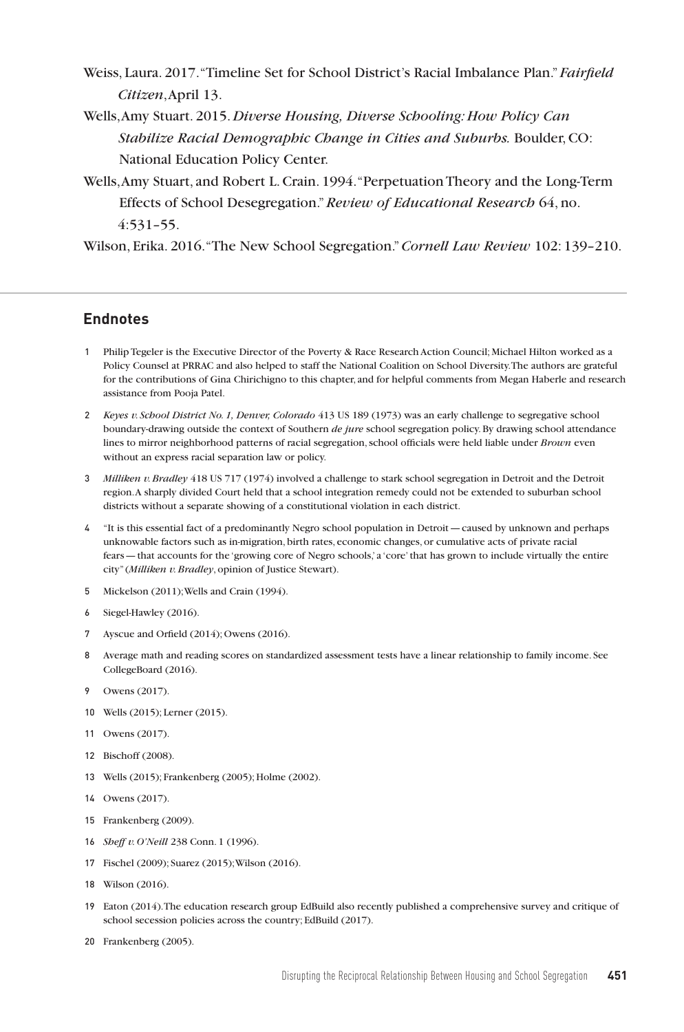Weiss, Laura. 2017. "Timeline Set for School District's Racial Imbalance Plan." *Fairfield Citizen*, April 13.

Wells, Amy Stuart. 2015. *Diverse Housing, Diverse Schooling: How Policy Can Stabilize Racial Demographic Change in Cities and Suburbs.* Boulder, CO: National Education Policy Center.

Wells, Amy Stuart, and Robert L. Crain. 1994. "Perpetuation Theory and the Long-Term Effects of School Desegregation." *Review of Educational Research* 64, no. 4:531–55.

Wilson, Erika. 2016. "The New School Segregation." *Cornell Law Review* 102: 139–210.

## Endnotes

1 Philip Tegeler is the Executive Director of the Poverty & Race Research Action Council; Michael Hilton worked as a Policy Counsel at PRRAC and also helped to staff the National Coalition on School Diversity. The authors are grateful for the contributions of Gina Chirichigno to this chapter, and for helpful comments from Megan Haberle and research assistance from Pooja Patel.

2 *Keyes v. School District No. 1, Denver, Colorado* 413 US 189 (1973) was an early challenge to segregative school boundary-drawing outside the context of Southern *de jure* school segregation policy. By drawing school attendance lines to mirror neighborhood patterns of racial segregation, school officials were held liable under *Brown* even without an express racial separation law or policy.

3 *Milliken v. Bradley* 418 US 717 (1974) involved a challenge to stark school segregation in Detroit and the Detroit region. A sharply divided Court held that a school integration remedy could not be extended to suburban school districts without a separate showing of a constitutional violation in each district.

4 "It is this essential fact of a predominantly Negro school population in Detroit — caused by unknown and perhaps unknowable factors such as in-migration, birth rates, economic changes, or cumulative acts of private racial fears — that accounts for the 'growing core of Negro schools,' a 'core' that has grown to include virtually the entire city" (*Milliken v. Bradley*, opinion of Justice Stewart).

5 Mickelson (2011); Wells and Crain (1994).

6 Siegel-Hawley (2016).

7 Ayscue and Orfield (2014); Owens (2016).

8 Average math and reading scores on standardized assessment tests have a linear relationship to family income. See CollegeBoard (2016).

9 Owens (2017).

10 Wells (2015); Lerner (2015).

11 Owens (2017).

12 Bischoff (2008).

13 Wells (2015); Frankenberg (2005); Holme (2002).

14 Owens (2017).

15 Frankenberg (2009).

16 *Sheff v. O'Neill* 238 Conn. 1 (1996).

17 Fischel (2009); Suarez (2015); Wilson (2016).

18 Wilson (2016).

19 Eaton (2014). The education research group EdBuild also recently published a comprehensive survey and critique of school secession policies across the country; EdBuild (2017).

20 Frankenberg (2005).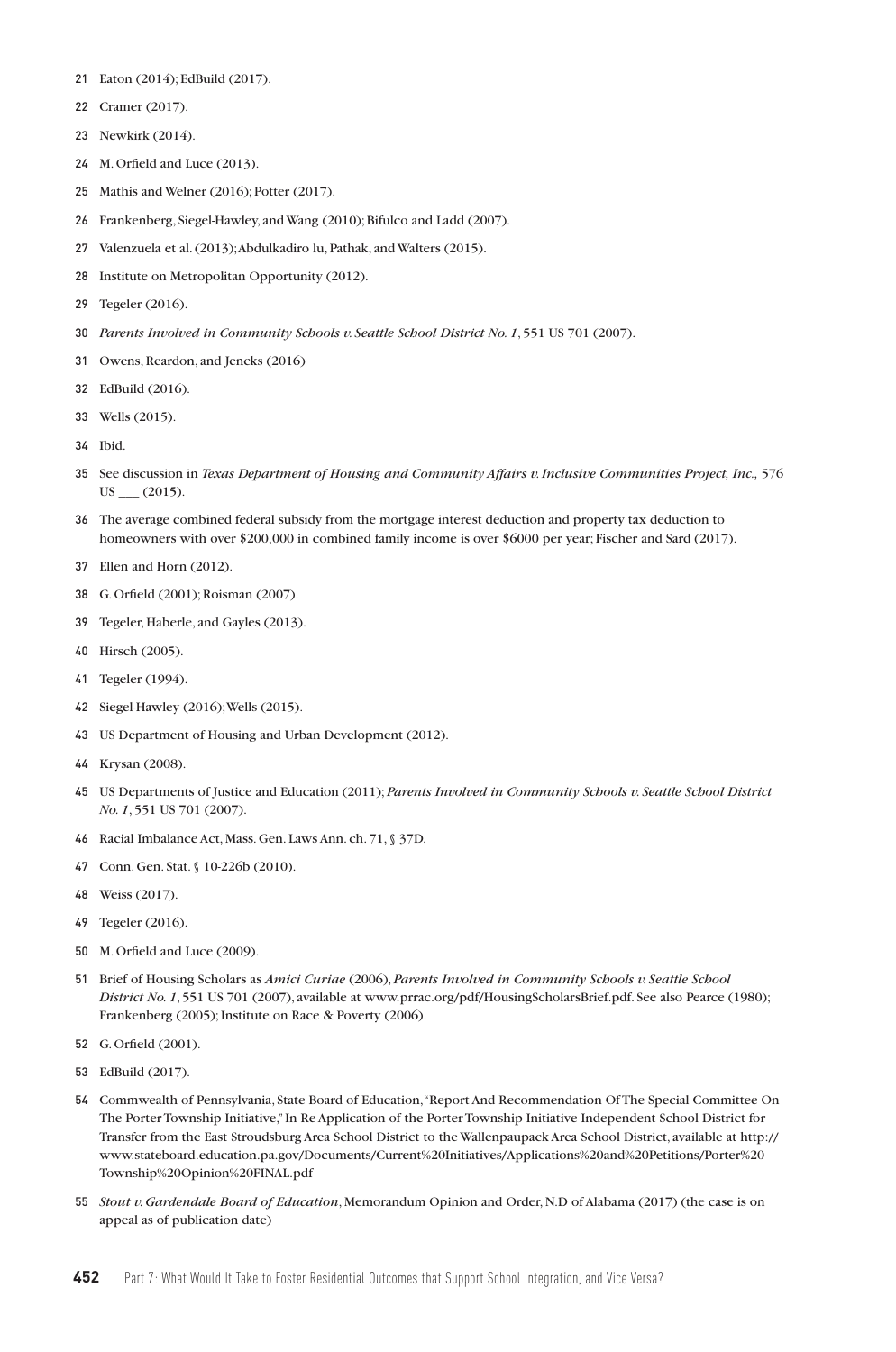21 Eaton (2014); EdBuild (2017).

22 Cramer (2017).

23 Newkirk (2014).

24 M. Orfield and Luce (2013).

25 Mathis and Welner (2016); Potter (2017).

26 Frankenberg, Siegel-Hawley, and Wang (2010); Bifulco and Ladd (2007).

27 Valenzuela et al. (2013); Abdulkadiro lu, Pathak, and Walters (2015).

28 Institute on Metropolitan Opportunity (2012).

29 Tegeler (2016).

30 *Parents Involved in Community Schools v. Seattle School District No. 1*, 551 US 701 (2007).

31 Owens, Reardon, and Jencks (2016)

32 EdBuild (2016).

33 Wells (2015).

34 Ibid.

35 See discussion in *Texas Department of Housing and Community Affairs v. Inclusive Communities Project, Inc.,* 576 US ___ (2015).

36 The average combined federal subsidy from the mortgage interest deduction and property tax deduction to homeowners with over $200,000 in combined family income is over $6000 per year; Fischer and Sard (2017).

37 Ellen and Horn (2012).

38 G. Orfield (2001); Roisman (2007).

39 Tegeler, Haberle, and Gayles (2013).

40 Hirsch (2005).

41 Tegeler (1994).

42 Siegel-Hawley (2016); Wells (2015).

43 US Department of Housing and Urban Development (2012).

44 Krysan (2008).

45 US Departments of Justice and Education (2011); *Parents Involved in Community Schools v. Seattle School District No. 1*, 551 US 701 (2007).

46 Racial Imbalance Act, Mass. Gen. Laws Ann. ch. 71, § 37D.

47 Conn. Gen. Stat. § 10-226b (2010).

48 Weiss (2017).

49 Tegeler (2016).

50 M. Orfield and Luce (2009).

51 Brief of Housing Scholars as *Amici Curiae* (2006), *Parents Involved in Community Schools v. Seattle School District No. 1*, 551 US 701 (2007), available at www.prrac.org/pdf/HousingScholarsBrief.pdf. See also Pearce (1980); Frankenberg (2005); Institute on Race & Poverty (2006).

52 G. Orfield (2001).

53 EdBuild (2017).

54 Commwealth of Pennsylvania, State Board of Education, "Report And Recommendation Of The Special Committee On The Porter Township Initiative," In Re Application of the Porter Township Initiative Independent School District for Transfer from the East Stroudsburg Area School District to the Wallenpaupack Area School District, available at http://www.stateboard.education.pa.gov/Documents/Current%20Initiatives/Applications%20and%20Petitions/Porter%20Township%20Opinion%20FINAL.pdf

55 *Stout v. Gardendale Board of Education*, Memorandum Opinion and Order, N.D of Alabama (2017) (the case is on appeal as of publication date)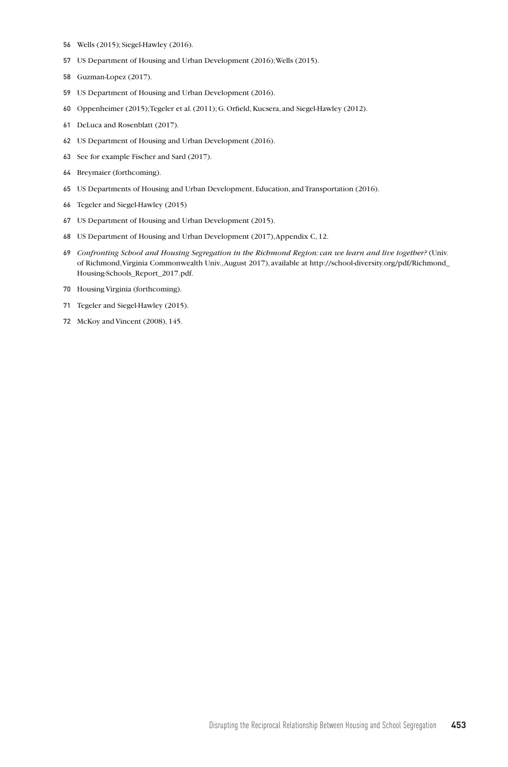56 Wells (2015); Siegel-Hawley (2016).

57 US Department of Housing and Urban Development (2016); Wells (2015).

58 Guzman-Lopez (2017).

59 US Department of Housing and Urban Development (2016).

60 Oppenheimer (2015); Tegeler et al. (2011); G. Orfield, Kucsera, and Siegel-Hawley (2012).

61 DeLuca and Rosenblatt (2017).

62 US Department of Housing and Urban Development (2016).

63 See for example Fischer and Sard (2017).

64 Breymaier (forthcoming).

65 US Departments of Housing and Urban Development, Education, and Transportation (2016).

66 Tegeler and Siegel-Hawley (2015)

67 US Department of Housing and Urban Development (2015).

68 US Department of Housing and Urban Development (2017), Appendix C, 12.

69 *Confronting School and Housing Segregation in the Richmond Region: can we learn and live together?* (Univ. of Richmond, Virginia Commonwealth Univ., August 2017), available at http://school-diversity.org/pdf/Richmond_Housing-Schools_Report_2017.pdf.

70 Housing Virginia (forthcoming).

71 Tegeler and Siegel-Hawley (2015).

72 McKoy and Vincent (2008), 145.